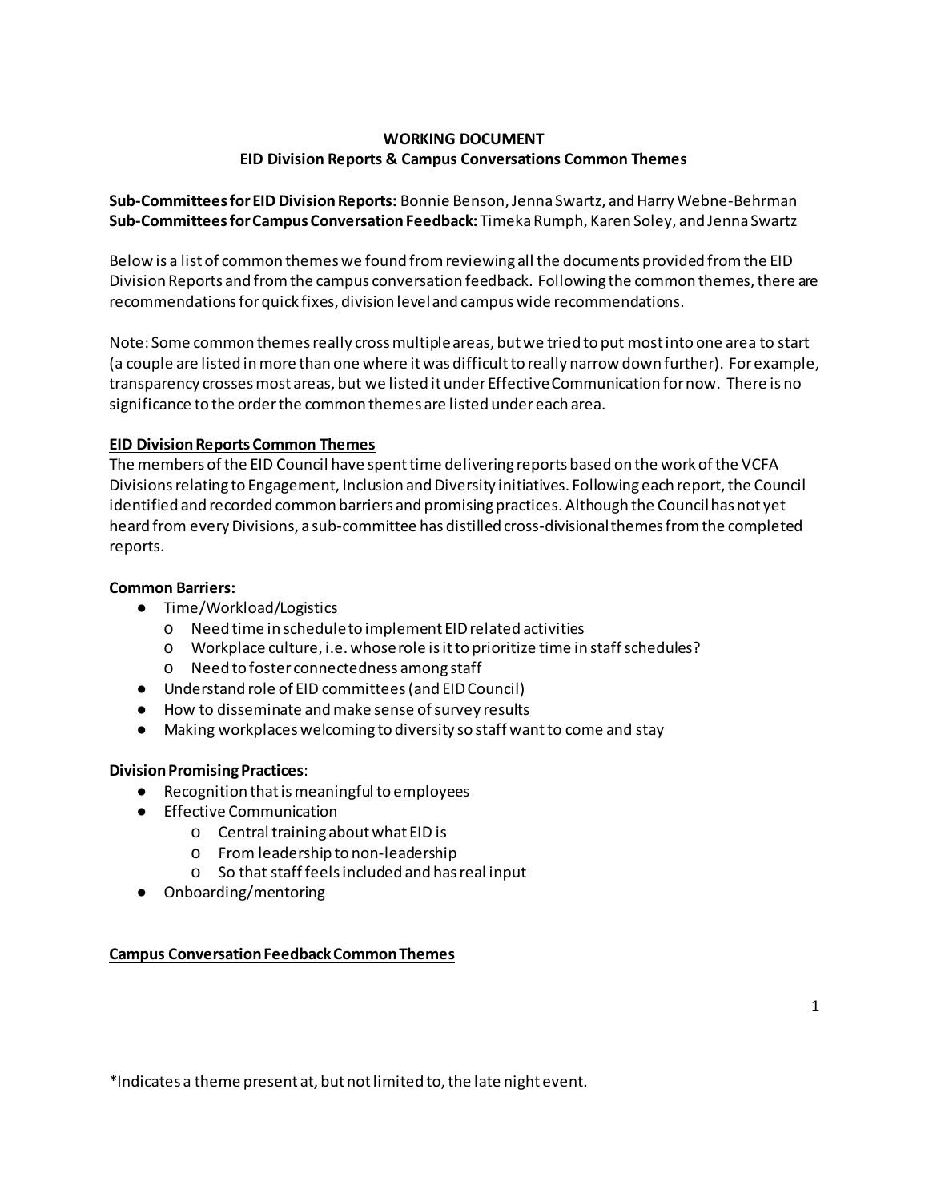**WORKING DOCUMENT**
**EID Division Reports & Campus Conversations Common Themes**

**Sub-Committees for EID Division Reports:** Bonnie Benson, Jenna Swartz, and Harry Webne-Behrman
**Sub-Committees for Campus Conversation Feedback:** Timeka Rumph, Karen Soley, and Jenna Swartz

Below is a list of common themes we found from reviewing all the documents provided from the EID Division Reports and from the campus conversation feedback. Following the common themes, there are recommendations for quick fixes, division level and campus wide recommendations.

Note: Some common themes really cross multiple areas, but we tried to put most into one area to start (a couple are listed in more than one where it was difficult to really narrow down further). For example, transparency crosses most areas, but we listed it under Effective Communication for now. There is no significance to the order the common themes are listed under each area.

## EID Division Reports Common Themes

The members of the EID Council have spent time delivering reports based on the work of the VCFA Divisions relating to Engagement, Inclusion and Diversity initiatives. Following each report, the Council identified and recorded common barriers and promising practices. Although the Council has not yet heard from every Divisions, a sub-committee has distilled cross-divisional themes from the completed reports.

**Common Barriers:**

- Time/Workload/Logistics
  - Need time in schedule to implement EID related activities
  - Workplace culture, i.e. whose role is it to prioritize time in staff schedules?
  - Need to foster connectedness among staff
- Understand role of EID committees (and EID Council)
- How to disseminate and make sense of survey results
- Making workplaces welcoming to diversity so staff want to come and stay

**Division Promising Practices**:

- Recognition that is meaningful to employees
- Effective Communication
  - Central training about what EID is
  - From leadership to non-leadership
  - So that staff feels included and has real input
- Onboarding/mentoring

## Campus Conversation Feedback Common Themes

*Indicates a theme present at, but not limited to, the late night event.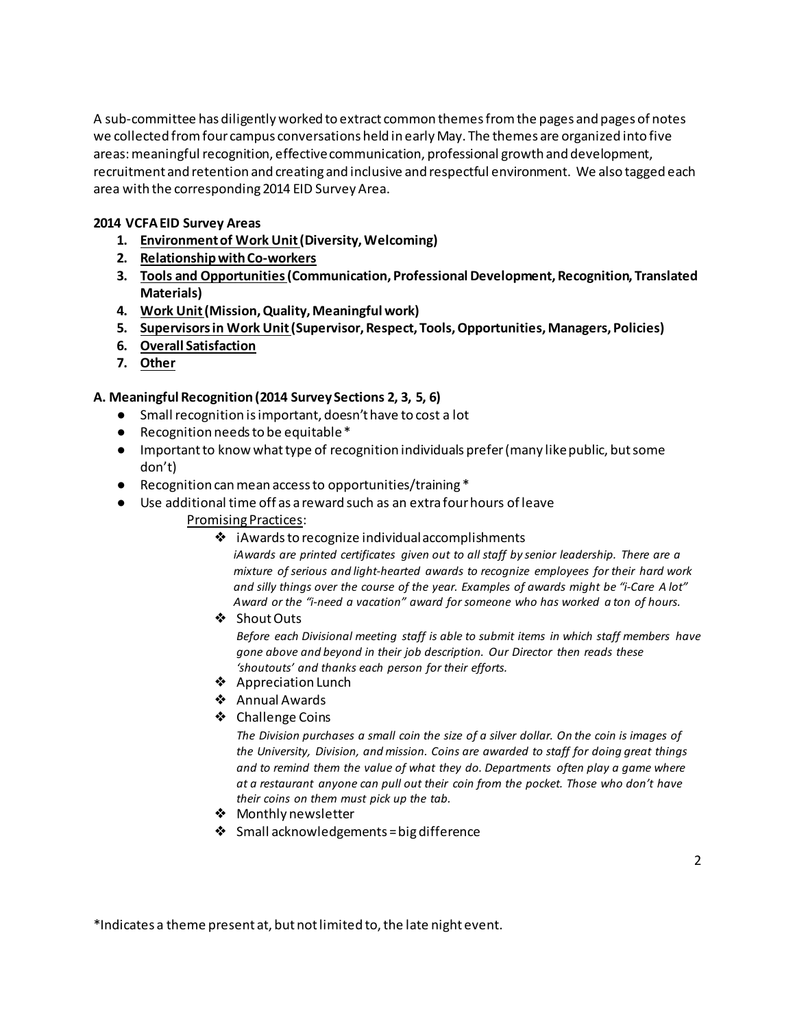A sub-committee has diligently worked to extract common themes from the pages and pages of notes we collected from four campus conversations held in early May. The themes are organized into five areas: meaningful recognition, effective communication, professional growth and development, recruitment and retention and creating and inclusive and respectful environment. We also tagged each area with the corresponding 2014 EID Survey Area.

**2014 VCFA EID Survey Areas**

1. **<u>Environment of Work Unit</u> (Diversity, Welcoming)**
2. **<u>Relationship with Co-workers</u>**
3. **<u>Tools and Opportunities</u> (Communication, Professional Development, Recognition, Translated Materials)**
4. **<u>Work Unit</u> (Mission, Quality, Meaningful work)**
5. **<u>Supervisors in Work Unit</u> (Supervisor, Respect, Tools, Opportunities, Managers, Policies)**
6. **<u>Overall Satisfaction</u>**
7. **<u>Other</u>**

**A. Meaningful Recognition (2014 Survey Sections 2, 3, 5, 6)**

- Small recognition is important, doesn't have to cost a lot
- Recognition needs to be equitable *
- Important to know what type of recognition individuals prefer (many like public, but some don't)
- Recognition can mean access to opportunities/training *
- Use additional time off as a reward such as an extra four hours of leave

  <u>Promising Practices</u>:

  - iAwards to recognize individual accomplishments
    *iAwards are printed certificates given out to all staff by senior leadership. There are a mixture of serious and light-hearted awards to recognize employees for their hard work and silly things over the course of the year. Examples of awards might be "i-Care A lot" Award or the "i-need a vacation" award for someone who has worked a ton of hours.*
  - Shout Outs
    *Before each Divisional meeting staff is able to submit items in which staff members have gone above and beyond in their job description. Our Director then reads these 'shoutouts' and thanks each person for their efforts.*
  - Appreciation Lunch
  - Annual Awards
  - Challenge Coins
    *The Division purchases a small coin the size of a silver dollar. On the coin is images of the University, Division, and mission. Coins are awarded to staff for doing great things and to remind them the value of what they do. Departments often play a game where at a restaurant anyone can pull out their coin from the pocket. Those who don't have their coins on them must pick up the tab.*
  - Monthly newsletter
  - Small acknowledgements = big difference

*Indicates a theme present at, but not limited to, the late night event.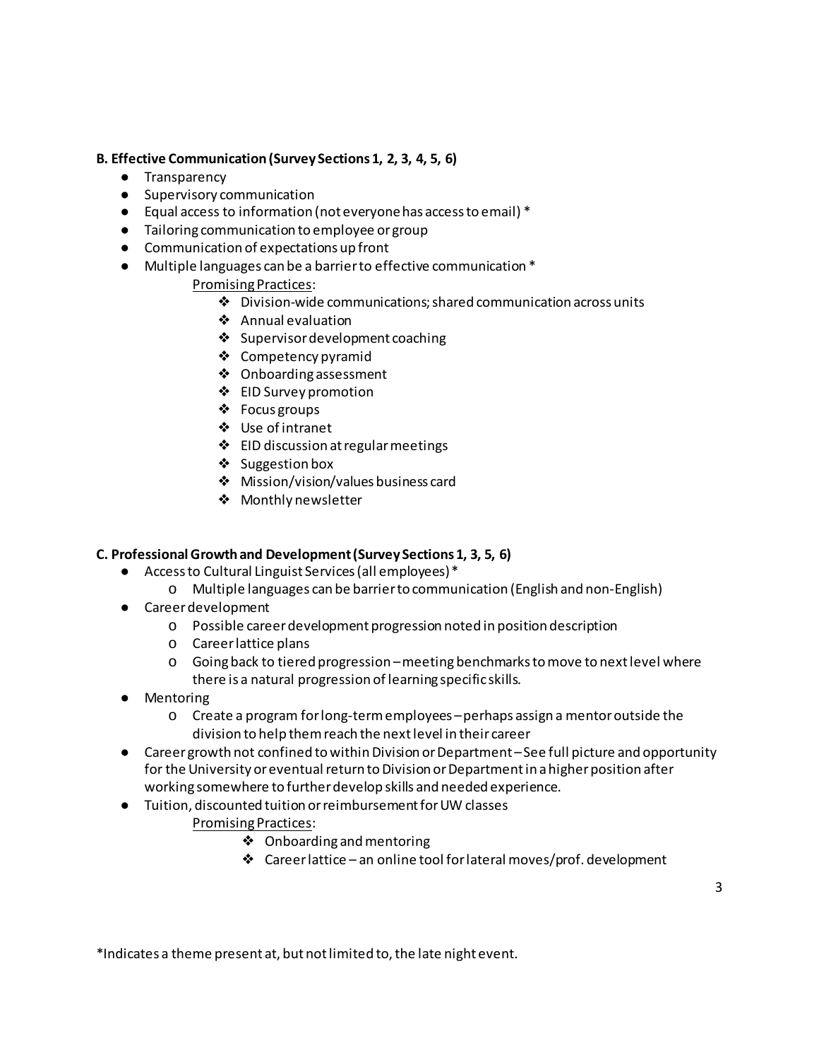**B. Effective Communication (Survey Sections 1, 2, 3, 4, 5, 6)**

- Transparency
- Supervisory communication
- Equal access to information (not everyone has access to email) *
- Tailoring communication to employee or group
- Communication of expectations up front
- Multiple languages can be a barrier to effective communication *

  Promising Practices:

  - Division-wide communications; shared communication across units
  - Annual evaluation
  - Supervisor development coaching
  - Competency pyramid
  - Onboarding assessment
  - EID Survey promotion
  - Focus groups
  - Use of intranet
  - EID discussion at regular meetings
  - Suggestion box
  - Mission/vision/values business card
  - Monthly newsletter

**C. Professional Growth and Development (Survey Sections 1, 3, 5, 6)**

- Access to Cultural Linguist Services (all employees) *
  - Multiple languages can be barrier to communication (English and non-English)
- Career development
  - Possible career development progression noted in position description
  - Career lattice plans
  - Going back to tiered progression – meeting benchmarks to move to next level where there is a natural progression of learning specific skills.
- Mentoring
  - Create a program for long-term employees – perhaps assign a mentor outside the division to help them reach the next level in their career
- Career growth not confined to within Division or Department – See full picture and opportunity for the University or eventual return to Division or Department in a higher position after working somewhere to further develop skills and needed experience.
- Tuition, discounted tuition or reimbursement for UW classes

  Promising Practices:

  - Onboarding and mentoring
  - Career lattice – an online tool for lateral moves/prof. development

*Indicates a theme present at, but not limited to, the late night event.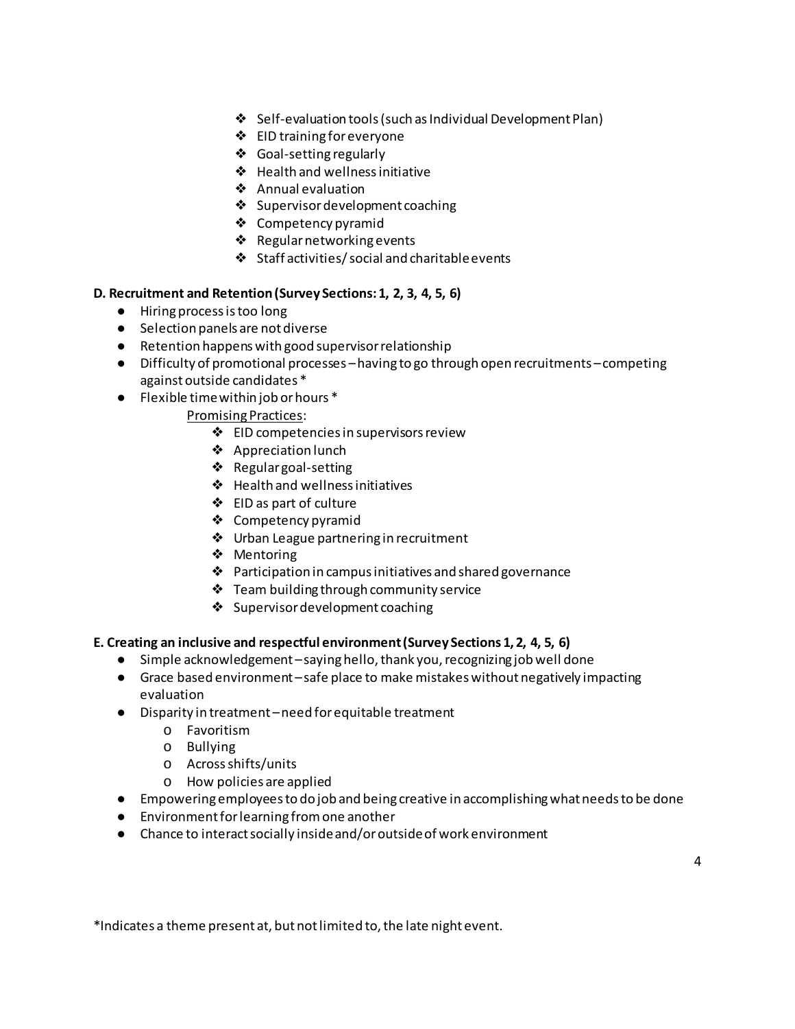- Self-evaluation tools (such as Individual Development Plan)
- EID training for everyone
- Goal-setting regularly
- Health and wellness initiative
- Annual evaluation
- Supervisor development coaching
- Competency pyramid
- Regular networking events
- Staff activities/ social and charitable events

**D. Recruitment and Retention (Survey Sections: 1, 2, 3, 4, 5, 6)**

- Hiring process is too long
- Selection panels are not diverse
- Retention happens with good supervisor relationship
- Difficulty of promotional processes – having to go through open recruitments – competing against outside candidates *
- Flexible time within job or hours *

  <u>Promising Practices</u>:

  - EID competencies in supervisors review
  - Appreciation lunch
  - Regular goal-setting
  - Health and wellness initiatives
  - EID as part of culture
  - Competency pyramid
  - Urban League partnering in recruitment
  - Mentoring
  - Participation in campus initiatives and shared governance
  - Team building through community service
  - Supervisor development coaching

**E. Creating an inclusive and respectful environment (Survey Sections 1, 2, 4, 5, 6)**

- Simple acknowledgement – saying hello, thank you, recognizing job well done
- Grace based environment – safe place to make mistakes without negatively impacting evaluation
- Disparity in treatment – need for equitable treatment
  - Favoritism
  - Bullying
  - Across shifts/units
  - How policies are applied
- Empowering employees to do job and being creative in accomplishing what needs to be done
- Environment for learning from one another
- Chance to interact socially inside and/or outside of work environment

*Indicates a theme present at, but not limited to, the late night event.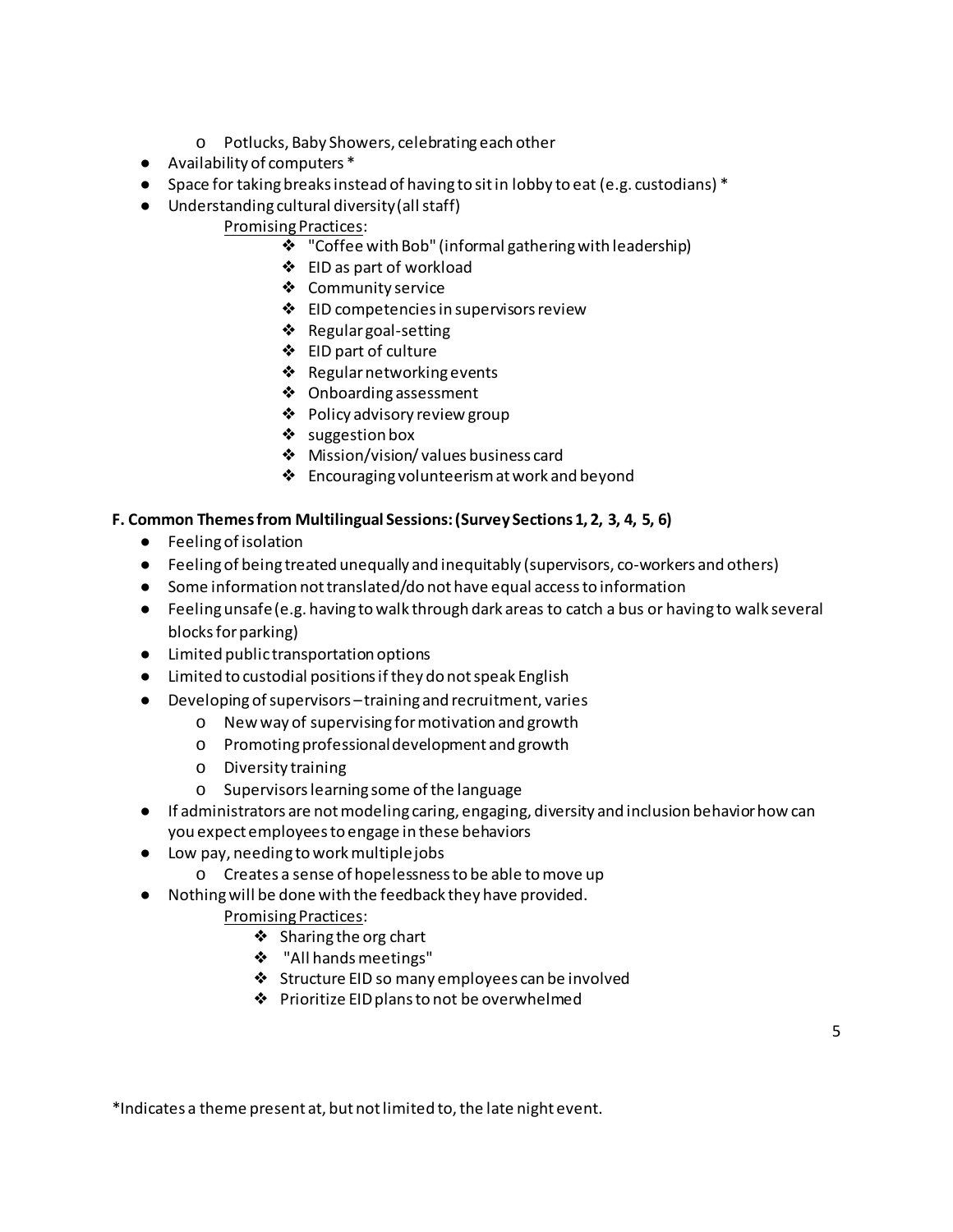- Potlucks, Baby Showers, celebrating each other
- Availability of computers *
- Space for taking breaks instead of having to sit in lobby to eat (e.g. custodians) *
- Understanding cultural diversity (all staff)

  Promising Practices:
    - "Coffee with Bob" (informal gathering with leadership)
    - EID as part of workload
    - Community service
    - EID competencies in supervisors review
    - Regular goal-setting
    - EID part of culture
    - Regular networking events
    - Onboarding assessment
    - Policy advisory review group
    - suggestion box
    - Mission/vision/ values business card
    - Encouraging volunteerism at work and beyond

**F. Common Themes from Multilingual Sessions: (Survey Sections 1, 2, 3, 4, 5, 6)**

- Feeling of isolation
- Feeling of being treated unequally and inequitably (supervisors, co-workers and others)
- Some information not translated/do not have equal access to information
- Feeling unsafe (e.g. having to walk through dark areas to catch a bus or having to walk several blocks for parking)
- Limited public transportation options
- Limited to custodial positions if they do not speak English
- Developing of supervisors – training and recruitment, varies
  - New way of supervising for motivation and growth
  - Promoting professional development and growth
  - Diversity training
  - Supervisors learning some of the language
- If administrators are not modeling caring, engaging, diversity and inclusion behavior how can you expect employees to engage in these behaviors
- Low pay, needing to work multiple jobs
  - Creates a sense of hopelessness to be able to move up
- Nothing will be done with the feedback they have provided.

  Promising Practices:
    - Sharing the org chart
    - "All hands meetings"
    - Structure EID so many employees can be involved
    - Prioritize EID plans to not be overwhelmed

*Indicates a theme present at, but not limited to, the late night event.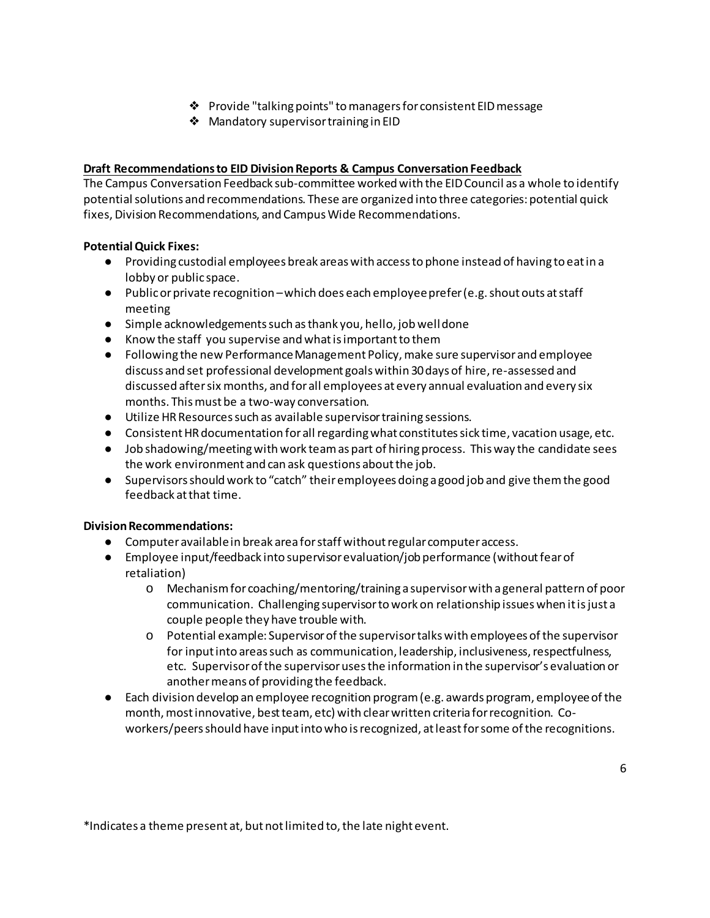- Provide "talking points" to managers for consistent EID message
- Mandatory supervisor training in EID

**Draft Recommendations to EID Division Reports & Campus Conversation Feedback**

The Campus Conversation Feedback sub-committee worked with the EID Council as a whole to identify potential solutions and recommendations. These are organized into three categories: potential quick fixes, Division Recommendations, and Campus Wide Recommendations.

**Potential Quick Fixes:**

- Providing custodial employees break areas with access to phone instead of having to eat in a lobby or public space.
- Public or private recognition – which does each employee prefer (e.g. shout outs at staff meeting
- Simple acknowledgements such as thank you, hello, job well done
- Know the staff you supervise and what is important to them
- Following the new Performance Management Policy, make sure supervisor and employee discuss and set professional development goals within 30 days of hire, re-assessed and discussed after six months, and for all employees at every annual evaluation and every six months. This must be a two-way conversation.
- Utilize HR Resources such as available supervisor training sessions.
- Consistent HR documentation for all regarding what constitutes sick time, vacation usage, etc.
- Job shadowing/meeting with work team as part of hiring process. This way the candidate sees the work environment and can ask questions about the job.
- Supervisors should work to "catch" their employees doing a good job and give them the good feedback at that time.

**Division Recommendations:**

- Computer available in break area for staff without regular computer access.
- Employee input/feedback into supervisor evaluation/job performance (without fear of retaliation)
  - Mechanism for coaching/mentoring/training a supervisor with a general pattern of poor communication. Challenging supervisor to work on relationship issues when it is just a couple people they have trouble with.
  - Potential example: Supervisor of the supervisor talks with employees of the supervisor for input into areas such as communication, leadership, inclusiveness, respectfulness, etc. Supervisor of the supervisor uses the information in the supervisor's evaluation or another means of providing the feedback.
- Each division develop an employee recognition program (e.g. awards program, employee of the month, most innovative, best team, etc) with clear written criteria for recognition. Co-workers/peers should have input into who is recognized, at least for some of the recognitions.

*Indicates a theme present at, but not limited to, the late night event.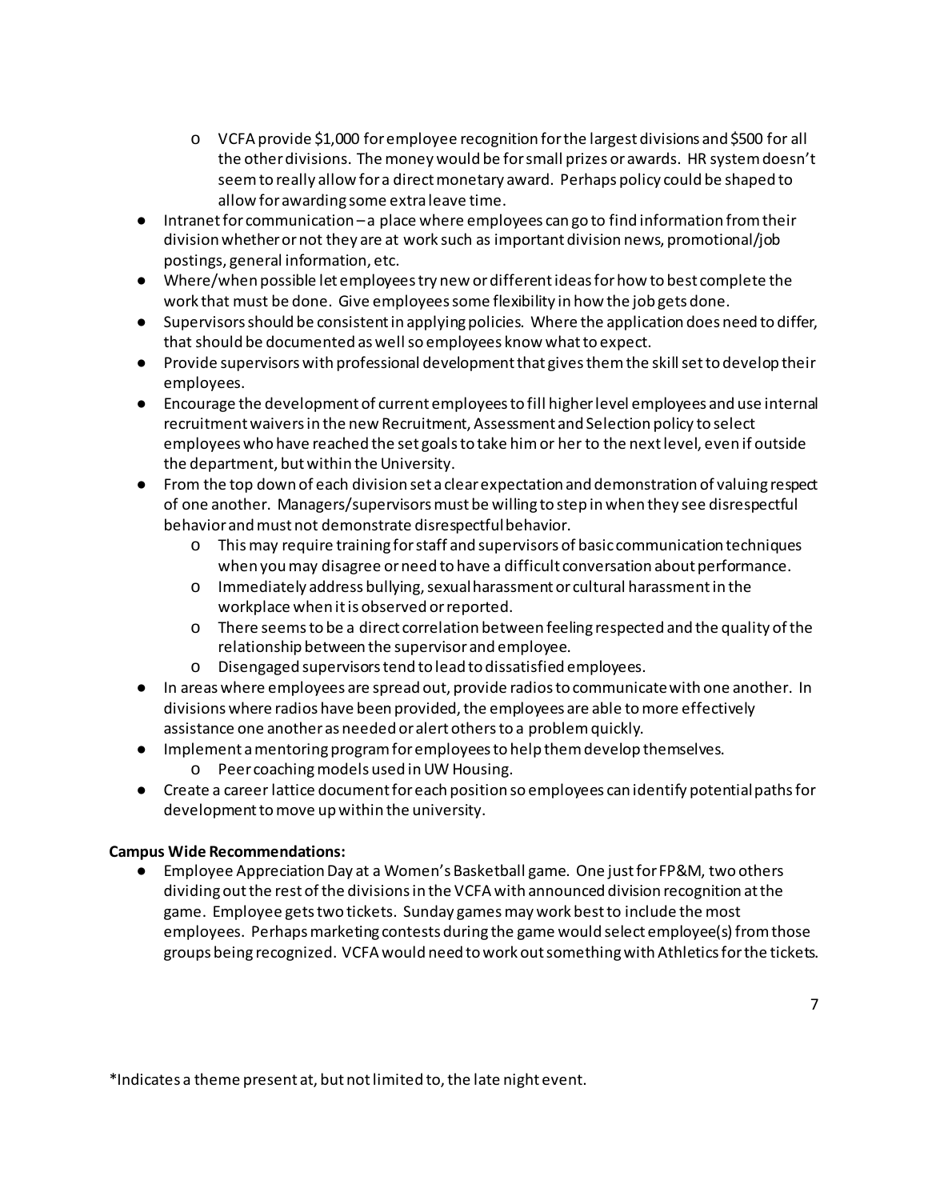- VCFA provide $1,000 for employee recognition for the largest divisions and $500 for all the other divisions. The money would be for small prizes or awards. HR system doesn't seem to really allow for a direct monetary award. Perhaps policy could be shaped to allow for awarding some extra leave time.
- Intranet for communication – a place where employees can go to find information from their division whether or not they are at work such as important division news, promotional/job postings, general information, etc.
- Where/when possible let employees try new or different ideas for how to best complete the work that must be done. Give employees some flexibility in how the job gets done.
- Supervisors should be consistent in applying policies. Where the application does need to differ, that should be documented as well so employees know what to expect.
- Provide supervisors with professional development that gives them the skill set to develop their employees.
- Encourage the development of current employees to fill higher level employees and use internal recruitment waivers in the new Recruitment, Assessment and Selection policy to select employees who have reached the set goals to take him or her to the next level, even if outside the department, but within the University.
- From the top down of each division set a clear expectation and demonstration of valuing respect of one another. Managers/supervisors must be willing to step in when they see disrespectful behavior and must not demonstrate disrespectful behavior.
  - This may require training for staff and supervisors of basic communication techniques when you may disagree or need to have a difficult conversation about performance.
  - Immediately address bullying, sexual harassment or cultural harassment in the workplace when it is observed or reported.
  - There seems to be a direct correlation between feeling respected and the quality of the relationship between the supervisor and employee.
  - Disengaged supervisors tend to lead to dissatisfied employees.
- In areas where employees are spread out, provide radios to communicate with one another. In divisions where radios have been provided, the employees are able to more effectively assistance one another as needed or alert others to a problem quickly.
- Implement a mentoring program for employees to help them develop themselves.
  - Peer coaching models used in UW Housing.
- Create a career lattice document for each position so employees can identify potential paths for development to move up within the university.

**Campus Wide Recommendations:**

- Employee Appreciation Day at a Women's Basketball game. One just for FP&M, two others dividing out the rest of the divisions in the VCFA with announced division recognition at the game. Employee gets two tickets. Sunday games may work best to include the most employees. Perhaps marketing contests during the game would select employee(s) from those groups being recognized. VCFA would need to work out something with Athletics for the tickets.

*Indicates a theme present at, but not limited to, the late night event.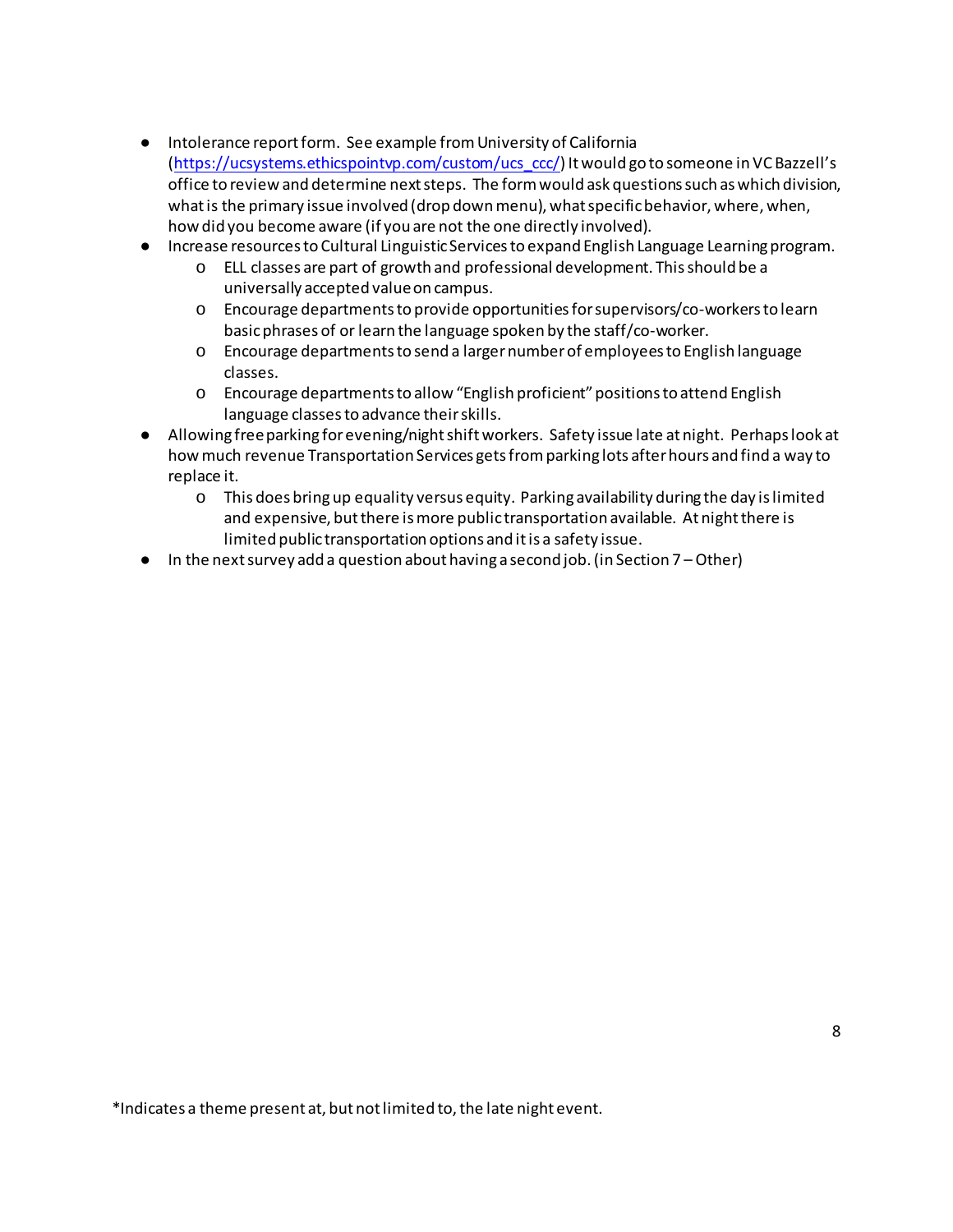- Intolerance report form. See example from University of California (https://ucsystems.ethicspointvp.com/custom/ucs_ccc/) It would go to someone in VC Bazzell's office to review and determine next steps. The form would ask questions such as which division, what is the primary issue involved (drop down menu), what specific behavior, where, when, how did you become aware (if you are not the one directly involved).
- Increase resources to Cultural Linguistic Services to expand English Language Learning program.
  - ELL classes are part of growth and professional development. This should be a universally accepted value on campus.
  - Encourage departments to provide opportunities for supervisors/co-workers to learn basic phrases of or learn the language spoken by the staff/co-worker.
  - Encourage departments to send a larger number of employees to English language classes.
  - Encourage departments to allow "English proficient" positions to attend English language classes to advance their skills.
- Allowing free parking for evening/night shift workers. Safety issue late at night. Perhaps look at how much revenue Transportation Services gets from parking lots after hours and find a way to replace it.
  - This does bring up equality versus equity. Parking availability during the day is limited and expensive, but there is more public transportation available. At night there is limited public transportation options and it is a safety issue.
- In the next survey add a question about having a second job. (in Section 7 – Other)

*Indicates a theme present at, but not limited to, the late night event.